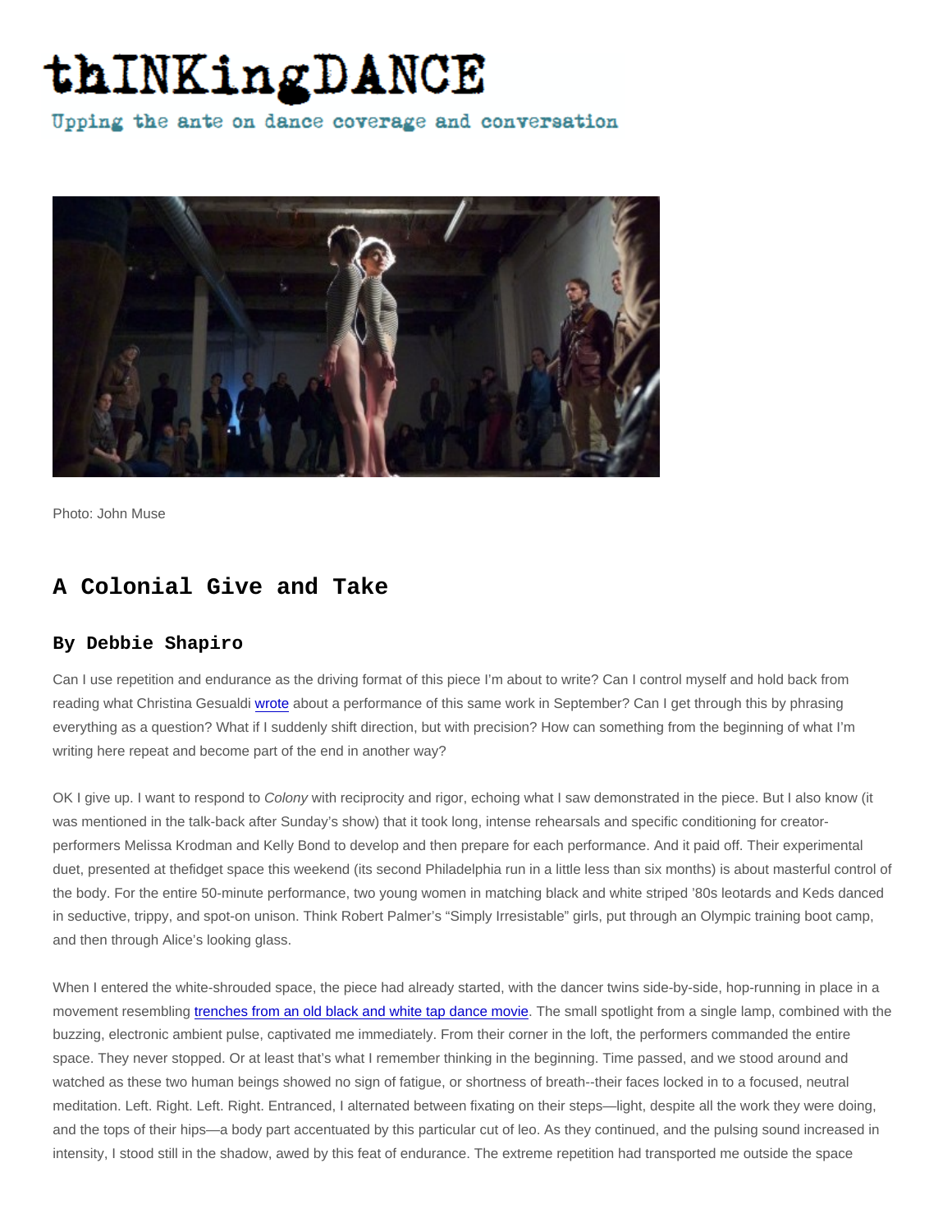# thINKingDANCE

Upping the ante on dance coverage and conversation

Photo: John Muse

## A Colonial Give and Take

### By Debbie Shapiro

Can I use repetition and endurance as the driving format of this piece I'm about to write? Can I control myself and hold back from reading what Christina Gesualdi [wrote](#) about a performance of this same work in September? Can I get through this by phrasing everything as a question? What if I suddenly shift direction, but with precision? How can something from the beginning of what I'm writing here repeat and become part of the end in another way?

OK I give up. I want to respond to *Colony* with reciprocity and rigor, echoing what I saw demonstrated in the piece. But I also know (it was mentioned in the talk-back after Sunday's show) that it took long, intense rehearsals and specific conditioning for creator-performers Melissa Krodman and Kelly Bond to develop and then prepare for each performance. And it paid off. Their experimental duet, presented at thefidget space this weekend (its second Philadelphia run in a little less than six months) is about masterful control of the body. For the entire 50-minute performance, two young women in matching black and white striped '80s leotards and Keds danced in seductive, trippy, and spot-on unison. Think Robert Palmer's "Simply Irresistable" girls, put through an Olympic training boot camp, and then through Alice's looking glass.

When I entered the white-shrouded space, the piece had already started, with the dancer twins side-by-side, hop-running in place in a movement resembling [trenches from an old black and white tap dance movie](#). The small spotlight from a single lamp, combined with the buzzing, electronic ambient pulse, captivated me immediately. From their corner in the loft, the performers commanded the entire space. They never stopped. Or at least that's what I remember thinking in the beginning. Time passed, and we stood around and watched as these two human beings showed no sign of fatigue, or shortness of breath--their faces locked in to a focused, neutral meditation. Left. Right. Left. Right. Entranced, I alternated between fixating on their steps—light, despite all the work they were doing, and the tops of their hips—a body part accentuated by this particular cut of leo. As they continued, and the pulsing sound increased in intensity, I stood still in the shadow, awed by this feat of endurance. The extreme repetition had transported me outside the space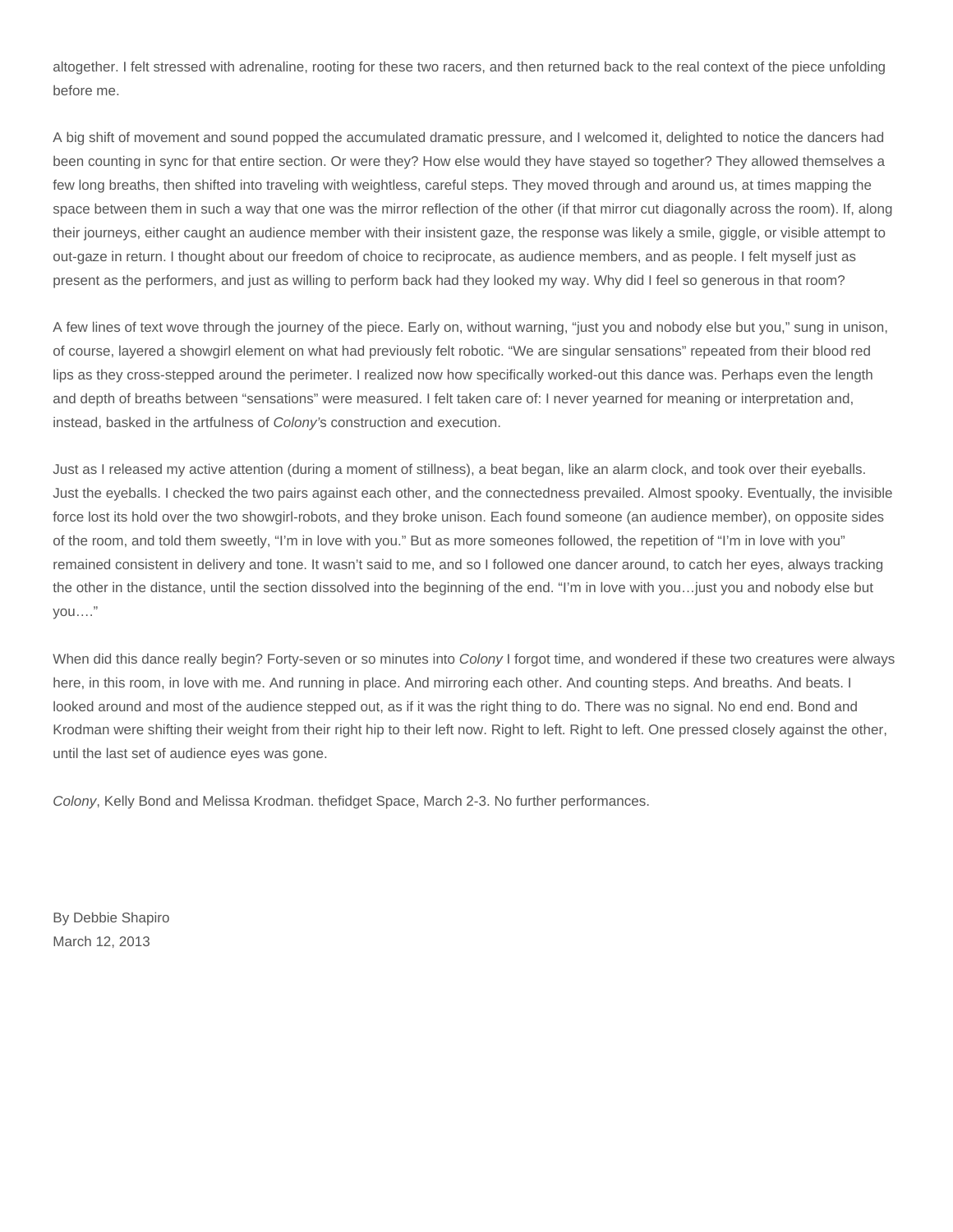altogether. I felt stressed with adrenaline, rooting for these two racers, and then returned back to the real context of the piece unfolding before me.

A big shift of movement and sound popped the accumulated dramatic pressure, and I welcomed it, delighted to notice the dancers had been counting in sync for that entire section. Or were they? How else would they have stayed so together? They allowed themselves a few long breaths, then shifted into traveling with weightless, careful steps. They moved through and around us, at times mapping the space between them in such a way that one was the mirror reflection of the other (if that mirror cut diagonally across the room). If, along their journeys, either caught an audience member with their insistent gaze, the response was likely a smile, giggle, or visible attempt to out-gaze in return. I thought about our freedom of choice to reciprocate, as audience members, and as people. I felt myself just as present as the performers, and just as willing to perform back had they looked my way. Why did I feel so generous in that room?

A few lines of text wove through the journey of the piece. Early on, without warning, "just you and nobody else but you," sung in unison, of course, layered a showgirl element on what had previously felt robotic. "We are singular sensations" repeated from their blood red lips as they cross-stepped around the perimeter. I realized now how specifically worked-out this dance was. Perhaps even the length and depth of breaths between "sensations" were measured. I felt taken care of: I never yearned for meaning or interpretation and, instead, basked in the artfulness of *Colony'*s construction and execution.

Just as I released my active attention (during a moment of stillness), a beat began, like an alarm clock, and took over their eyeballs. Just the eyeballs. I checked the two pairs against each other, and the connectedness prevailed. Almost spooky. Eventually, the invisible force lost its hold over the two showgirl-robots, and they broke unison. Each found someone (an audience member), on opposite sides of the room, and told them sweetly, "I'm in love with you." But as more someones followed, the repetition of "I'm in love with you" remained consistent in delivery and tone. It wasn't said to me, and so I followed one dancer around, to catch her eyes, always tracking the other in the distance, until the section dissolved into the beginning of the end. "I'm in love with you…just you and nobody else but you…."

When did this dance really begin? Forty-seven or so minutes into *Colony* I forgot time, and wondered if these two creatures were always here, in this room, in love with me. And running in place. And mirroring each other. And counting steps. And breaths. And beats. I looked around and most of the audience stepped out, as if it was the right thing to do. There was no signal. No end end. Bond and Krodman were shifting their weight from their right hip to their left now. Right to left. Right to left. One pressed closely against the other, until the last set of audience eyes was gone.

*Colony*, Kelly Bond and Melissa Krodman. thefidget Space, March 2-3. No further performances.

By Debbie Shapiro
March 12, 2013